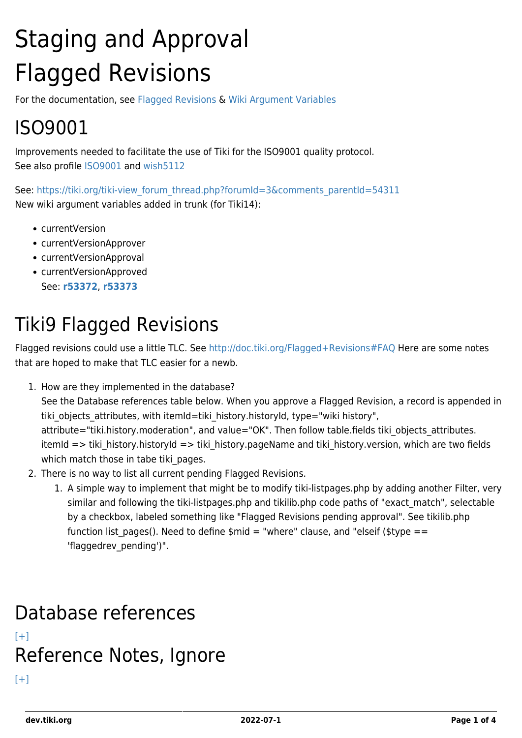# Staging and Approval

# Flagged Revisions

For the documentation, see Flagged Revisions & Wiki Argument Variables

## ISO9001

Improvements needed to facilitate the use of Tiki for the ISO9001 quality protocol.
See also profile ISO9001 and wish5112

See: https://tiki.org/tiki-view_forum_thread.php?forumId=3&comments_parentId=54311
New wiki argument variables added in trunk (for Tiki14):

- currentVersion
- currentVersionApprover
- currentVersionApproval
- currentVersionApproved
  See: **r53372**, **r53373**

## Tiki9 Flagged Revisions

Flagged revisions could use a little TLC. See http://doc.tiki.org/Flagged+Revisions#FAQ Here are some notes that are hoped to make that TLC easier for a newb.

1. How are they implemented in the database?
   See the Database references table below. When you approve a Flagged Revision, a record is appended in tiki_objects_attributes, with itemId=tiki_history.historyId, type="wiki history", attribute="tiki.history.moderation", and value="OK". Then follow table.fields tiki_objects_attributes. itemId => tiki_history.historyId => tiki_history.pageName and tiki_history.version, which are two fields which match those in tabe tiki_pages.
2. There is no way to list all current pending Flagged Revisions.
   1. A simple way to implement that might be to modify tiki-listpages.php by adding another Filter, very similar and following the tiki-listpages.php and tikilib.php code paths of "exact_match", selectable by a checkbox, labeled something like "Flagged Revisions pending approval". See tikilib.php function list_pages(). Need to define $mid = "where" clause, and "elseif ($type == 'flaggedrev_pending')".

## Database references

[+]

## Reference Notes, Ignore

[+]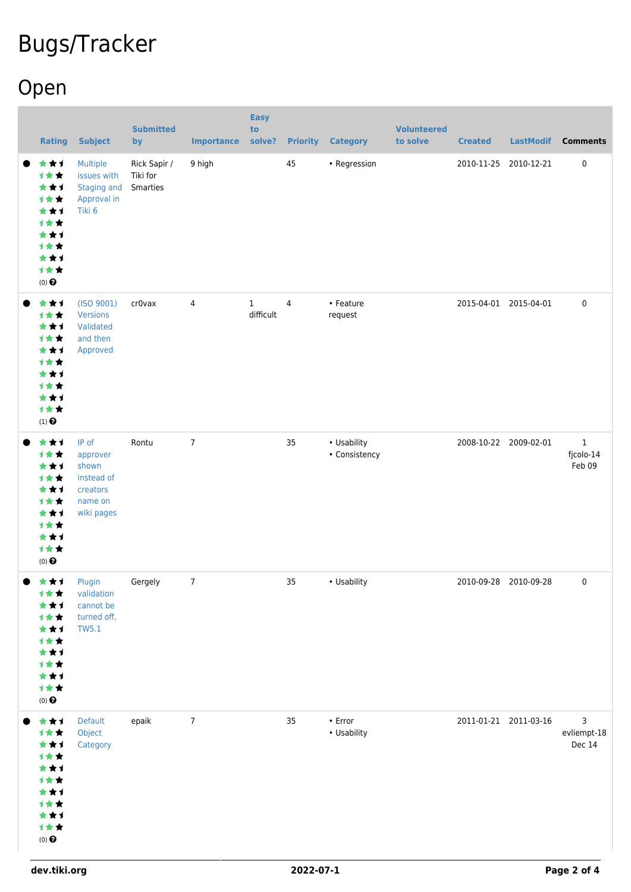# Bugs/Tracker

## Open

| | Rating | Subject | Submitted by | Importance | Easy to solve? | Priority | Category | Volunteered to solve | Created | LastModif | Comments |
|---|---|---|---|---|---|---|---|---|---|---|---|
| ● | (0) | Multiple issues with Staging and Approval in Tiki 6 | Rick Sapir / Tiki for Smarties | 9 high | | 45 | • Regression | | 2010-11-25 | 2010-12-21 | 0 |
| ● | (1) | (ISO 9001) Versions Validated and then Approved | cr0vax | 4 | 1 difficult | 4 | • Feature request | | 2015-04-01 | 2015-04-01 | 0 |
| ● | (0) | IP of approver shown instead of creators name on wiki pages | Rontu | 7 | | 35 | • Usability<br>• Consistency | | 2008-10-22 | 2009-02-01 | 1<br>fjcolo-14 Feb 09 |
| ● | (0) | Plugin validation cannot be turned off, TW5.1 | Gergely | 7 | | 35 | • Usability | | 2010-09-28 | 2010-09-28 | 0 |
| ● | (0) | Default Object Category | epaik | 7 | | 35 | • Error<br>• Usability | | 2011-01-21 | 2011-03-16 | 3<br>evliempt-18 Dec 14 |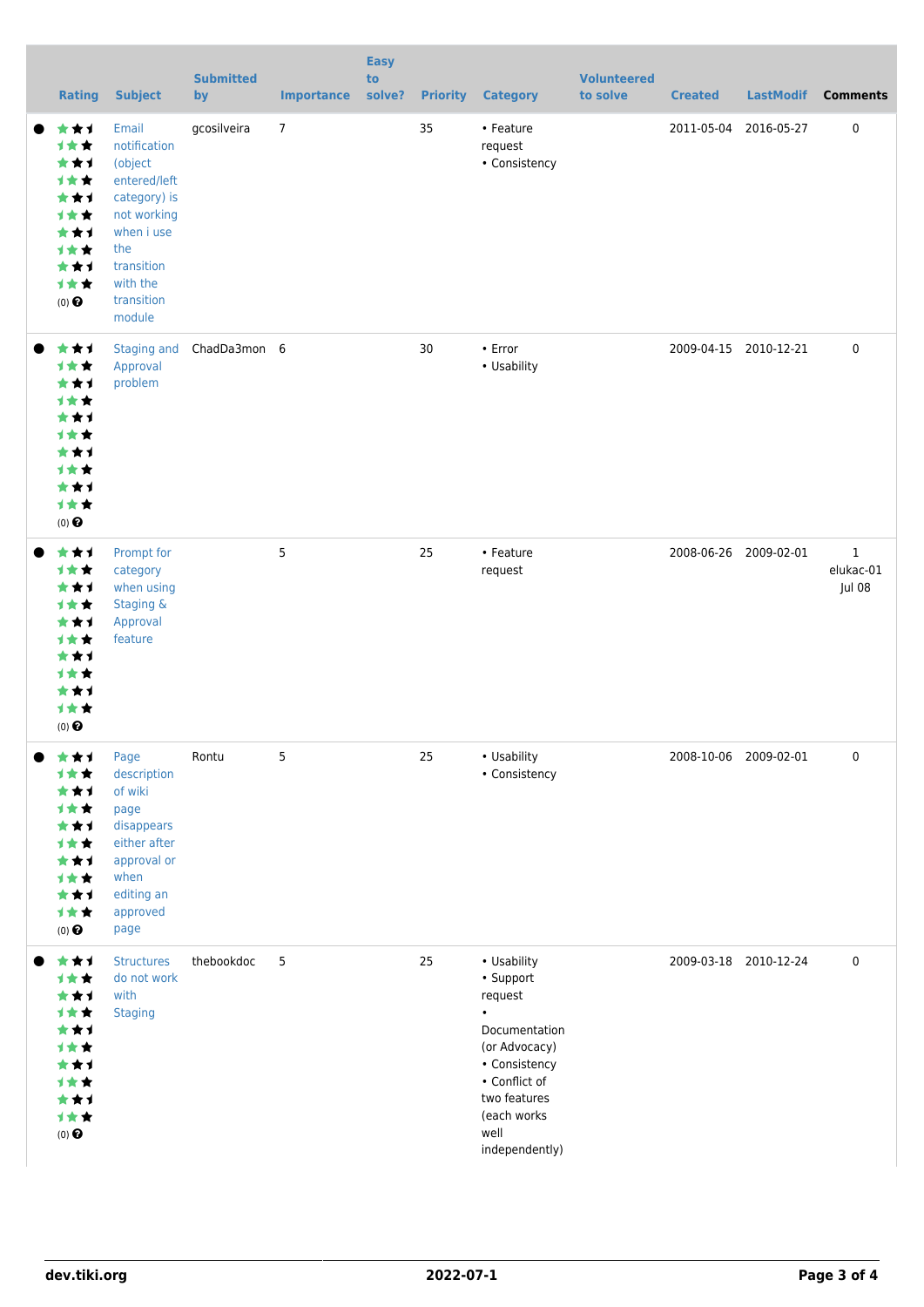| | Rating | Subject | Submitted by | Importance | Easy to solve? | Priority | Category | Volunteered to solve | Created | LastModif | Comments |
|---|---|---|---|---|---|---|---|---|---|---|---|
| ● | (0) | Email notification (object entered/left category) is not working when i use the transition with the transition module | gcosilveira | 7 | | 35 | • Feature request • Consistency | | 2011-05-04 | 2016-05-27 | 0 |
| ● | (0) | Staging and Approval problem | ChadDa3mon | 6 | | 30 | • Error • Usability | | 2009-04-15 | 2010-12-21 | 0 |
| ● | (0) | Prompt for category when using Staging & Approval feature | | 5 | | 25 | • Feature request | | 2008-06-26 | 2009-02-01 | 1 elukac-01 Jul 08 |
| ● | (0) | Page description of wiki page disappears either after approval or when editing an approved page | Rontu | 5 | | 25 | • Usability • Consistency | | 2008-10-06 | 2009-02-01 | 0 |
| ● | (0) | Structures do not work with Staging | thebookdoc | 5 | | 25 | • Usability • Support request • Documentation (or Advocacy) • Consistency • Conflict of two features (each works well independently) | | 2009-03-18 | 2010-12-24 | 0 |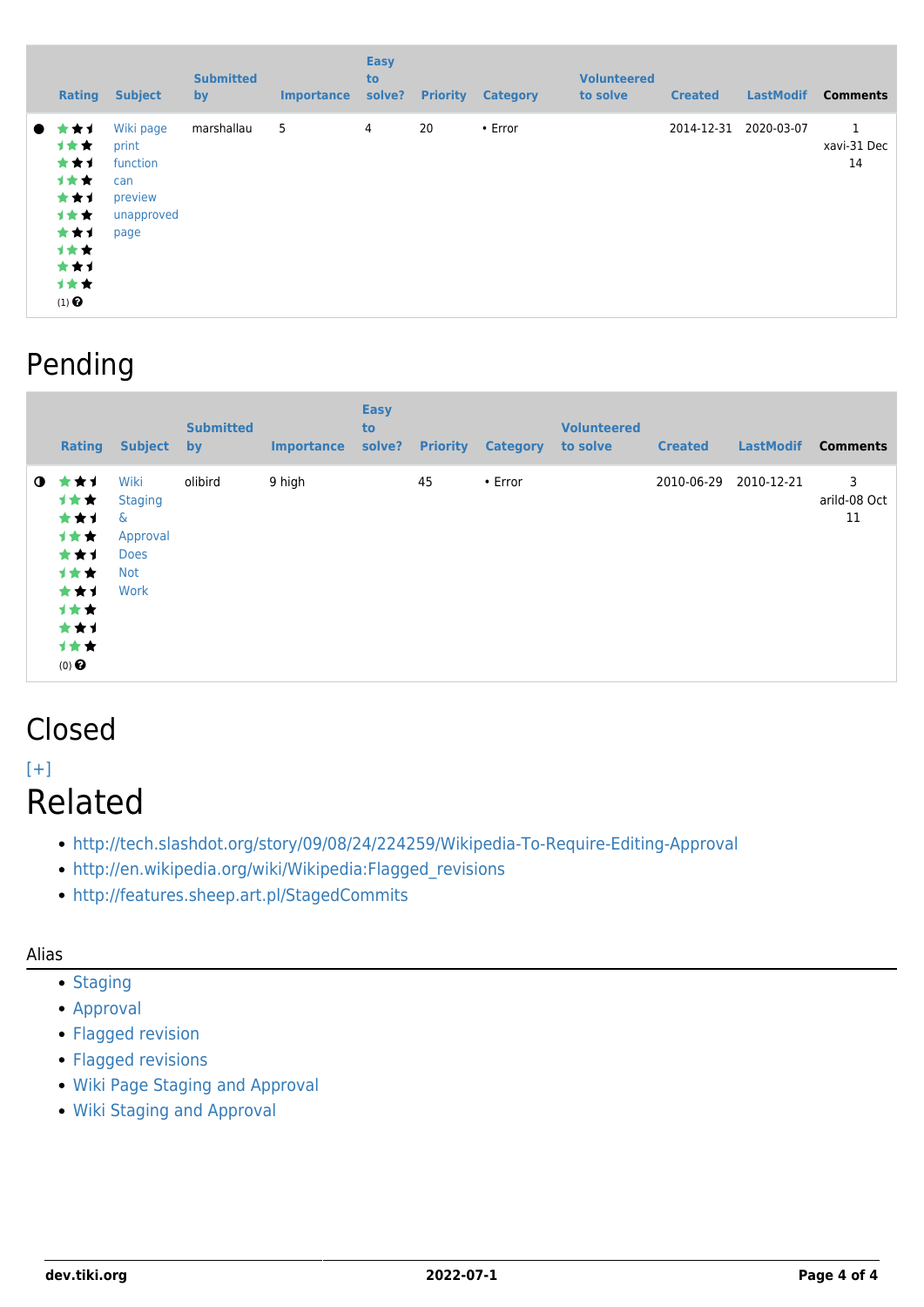| | Rating | Subject | Submitted by | Importance | Easy to solve? | Priority | Category | Volunteered to solve | Created | LastModif | Comments |
|---|---|---|---|---|---|---|---|---|---|---|---|
| ● | (1) | Wiki page print function can preview unapproved page | marshallau | 5 | 4 | 20 | • Error | | 2014-12-31 | 2020-03-07 | 1 xavi-31 Dec 14 |

## Pending

| | Rating | Subject | Submitted by | Importance | Easy to solve? | Priority | Category | Volunteered to solve | Created | LastModif | Comments |
|---|---|---|---|---|---|---|---|---|---|---|---|
| ◑ | (0) | Wiki Staging & Approval Does Not Work | olibird | 9 high | | 45 | • Error | | 2010-06-29 | 2010-12-21 | 3 arild-08 Oct 11 |

## Closed

[+]

# Related

- http://tech.slashdot.org/story/09/08/24/224259/Wikipedia-To-Require-Editing-Approval
- http://en.wikipedia.org/wiki/Wikipedia:Flagged_revisions
- http://features.sheep.art.pl/StagedCommits

### Alias

- Staging
- Approval
- Flagged revision
- Flagged revisions
- Wiki Page Staging and Approval
- Wiki Staging and Approval